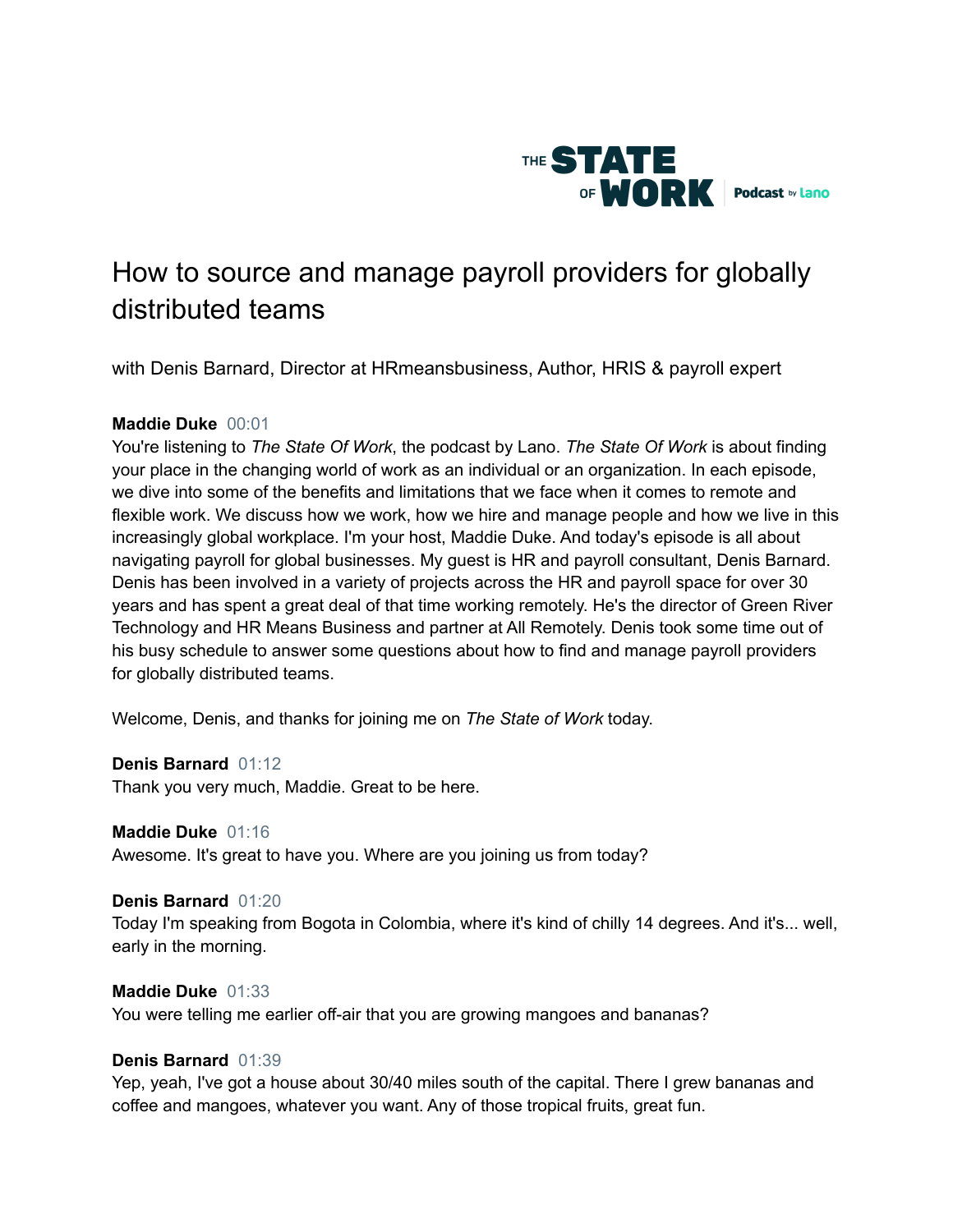THE STATE OF WORK Podcast by lano

# How to source and manage payroll providers for globally distributed teams

with Denis Barnard, Director at HRmeansbusiness, Author, HRIS & payroll expert

**Maddie Duke** 00:01
You're listening to *The State Of Work*, the podcast by Lano. *The State Of Work* is about finding your place in the changing world of work as an individual or an organization. In each episode, we dive into some of the benefits and limitations that we face when it comes to remote and flexible work. We discuss how we work, how we hire and manage people and how we live in this increasingly global workplace. I'm your host, Maddie Duke. And today's episode is all about navigating payroll for global businesses. My guest is HR and payroll consultant, Denis Barnard. Denis has been involved in a variety of projects across the HR and payroll space for over 30 years and has spent a great deal of that time working remotely. He's the director of Green River Technology and HR Means Business and partner at All Remotely. Denis took some time out of his busy schedule to answer some questions about how to find and manage payroll providers for globally distributed teams.

Welcome, Denis, and thanks for joining me on *The State of Work* today.

**Denis Barnard** 01:12
Thank you very much, Maddie. Great to be here.

**Maddie Duke** 01:16
Awesome. It's great to have you. Where are you joining us from today?

**Denis Barnard** 01:20
Today I'm speaking from Bogota in Colombia, where it's kind of chilly 14 degrees. And it's... well, early in the morning.

**Maddie Duke** 01:33
You were telling me earlier off-air that you are growing mangoes and bananas?

**Denis Barnard** 01:39
Yep, yeah, I've got a house about 30/40 miles south of the capital. There I grew bananas and coffee and mangoes, whatever you want. Any of those tropical fruits, great fun.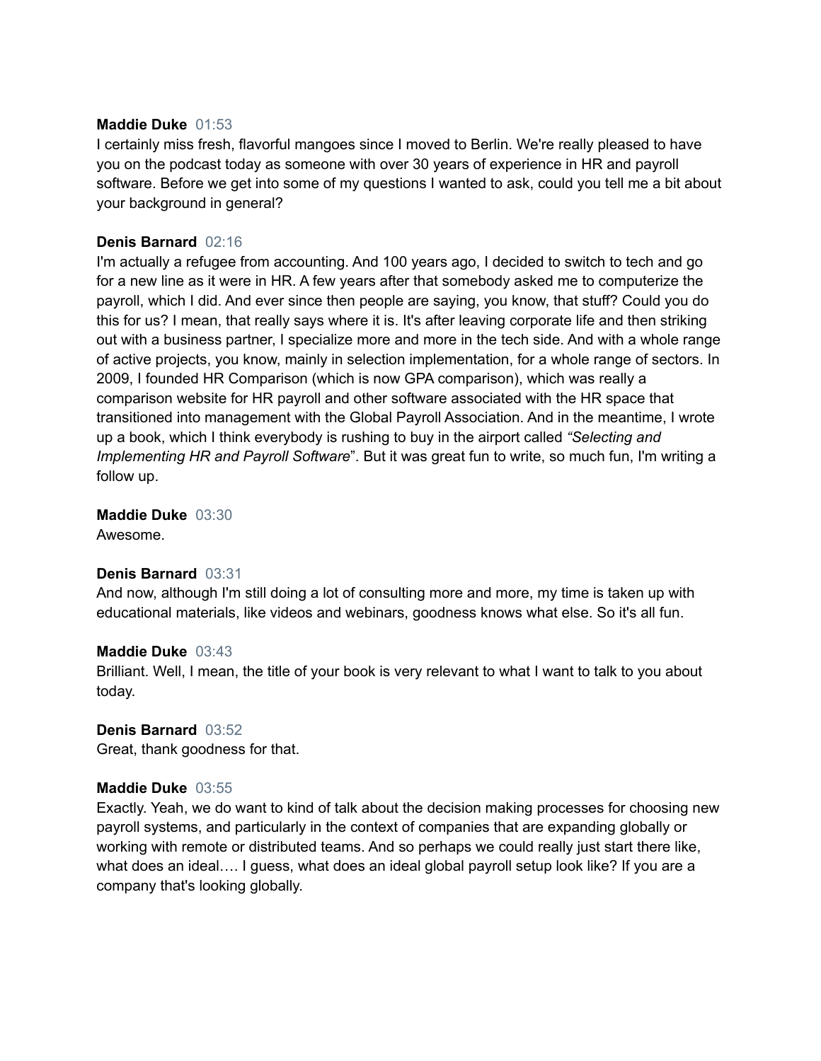**Maddie Duke** 01:53
I certainly miss fresh, flavorful mangoes since I moved to Berlin. We're really pleased to have you on the podcast today as someone with over 30 years of experience in HR and payroll software. Before we get into some of my questions I wanted to ask, could you tell me a bit about your background in general?

**Denis Barnard** 02:16
I'm actually a refugee from accounting. And 100 years ago, I decided to switch to tech and go for a new line as it were in HR. A few years after that somebody asked me to computerize the payroll, which I did. And ever since then people are saying, you know, that stuff? Could you do this for us? I mean, that really says where it is. It's after leaving corporate life and then striking out with a business partner, I specialize more and more in the tech side. And with a whole range of active projects, you know, mainly in selection implementation, for a whole range of sectors. In 2009, I founded HR Comparison (which is now GPA comparison), which was really a comparison website for HR payroll and other software associated with the HR space that transitioned into management with the Global Payroll Association. And in the meantime, I wrote up a book, which I think everybody is rushing to buy in the airport called *"Selecting and Implementing HR and Payroll Software*". But it was great fun to write, so much fun, I'm writing a follow up.

**Maddie Duke** 03:30
Awesome.

**Denis Barnard** 03:31
And now, although I'm still doing a lot of consulting more and more, my time is taken up with educational materials, like videos and webinars, goodness knows what else. So it's all fun.

**Maddie Duke** 03:43
Brilliant. Well, I mean, the title of your book is very relevant to what I want to talk to you about today.

**Denis Barnard** 03:52
Great, thank goodness for that.

**Maddie Duke** 03:55
Exactly. Yeah, we do want to kind of talk about the decision making processes for choosing new payroll systems, and particularly in the context of companies that are expanding globally or working with remote or distributed teams. And so perhaps we could really just start there like, what does an ideal…. I guess, what does an ideal global payroll setup look like? If you are a company that's looking globally.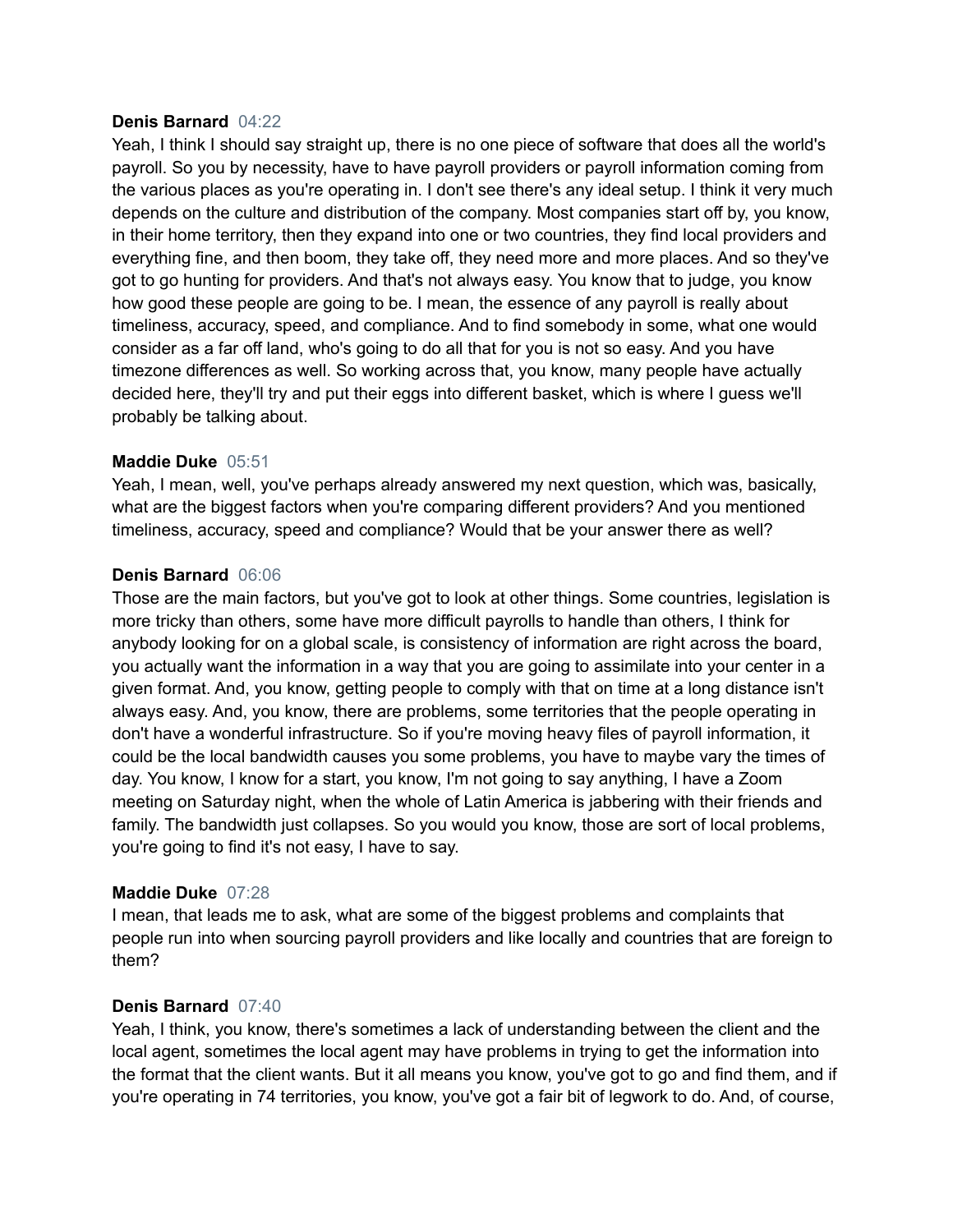**Denis Barnard** 04:22
Yeah, I think I should say straight up, there is no one piece of software that does all the world's payroll. So you by necessity, have to have payroll providers or payroll information coming from the various places as you're operating in. I don't see there's any ideal setup. I think it very much depends on the culture and distribution of the company. Most companies start off by, you know, in their home territory, then they expand into one or two countries, they find local providers and everything fine, and then boom, they take off, they need more and more places. And so they've got to go hunting for providers. And that's not always easy. You know that to judge, you know how good these people are going to be. I mean, the essence of any payroll is really about timeliness, accuracy, speed, and compliance. And to find somebody in some, what one would consider as a far off land, who's going to do all that for you is not so easy. And you have timezone differences as well. So working across that, you know, many people have actually decided here, they'll try and put their eggs into different basket, which is where I guess we'll probably be talking about.

**Maddie Duke** 05:51
Yeah, I mean, well, you've perhaps already answered my next question, which was, basically, what are the biggest factors when you're comparing different providers? And you mentioned timeliness, accuracy, speed and compliance? Would that be your answer there as well?

**Denis Barnard** 06:06
Those are the main factors, but you've got to look at other things. Some countries, legislation is more tricky than others, some have more difficult payrolls to handle than others, I think for anybody looking for on a global scale, is consistency of information are right across the board, you actually want the information in a way that you are going to assimilate into your center in a given format. And, you know, getting people to comply with that on time at a long distance isn't always easy. And, you know, there are problems, some territories that the people operating in don't have a wonderful infrastructure. So if you're moving heavy files of payroll information, it could be the local bandwidth causes you some problems, you have to maybe vary the times of day. You know, I know for a start, you know, I'm not going to say anything, I have a Zoom meeting on Saturday night, when the whole of Latin America is jabbering with their friends and family. The bandwidth just collapses. So you would you know, those are sort of local problems, you're going to find it's not easy, I have to say.

**Maddie Duke** 07:28
I mean, that leads me to ask, what are some of the biggest problems and complaints that people run into when sourcing payroll providers and like locally and countries that are foreign to them?

**Denis Barnard** 07:40
Yeah, I think, you know, there's sometimes a lack of understanding between the client and the local agent, sometimes the local agent may have problems in trying to get the information into the format that the client wants. But it all means you know, you've got to go and find them, and if you're operating in 74 territories, you know, you've got a fair bit of legwork to do. And, of course,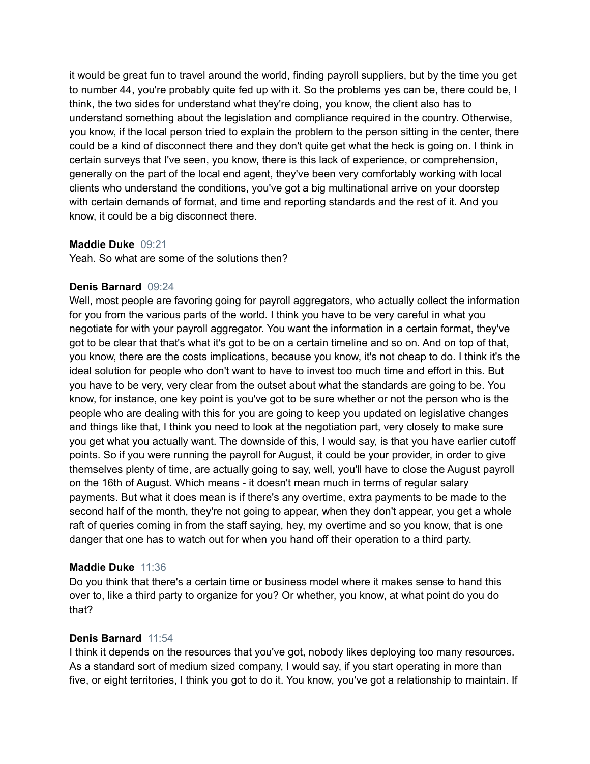it would be great fun to travel around the world, finding payroll suppliers, but by the time you get to number 44, you're probably quite fed up with it. So the problems yes can be, there could be, I think, the two sides for understand what they're doing, you know, the client also has to understand something about the legislation and compliance required in the country. Otherwise, you know, if the local person tried to explain the problem to the person sitting in the center, there could be a kind of disconnect there and they don't quite get what the heck is going on. I think in certain surveys that I've seen, you know, there is this lack of experience, or comprehension, generally on the part of the local end agent, they've been very comfortably working with local clients who understand the conditions, you've got a big multinational arrive on your doorstep with certain demands of format, and time and reporting standards and the rest of it. And you know, it could be a big disconnect there.

**Maddie Duke** 09:21
Yeah. So what are some of the solutions then?

**Denis Barnard** 09:24
Well, most people are favoring going for payroll aggregators, who actually collect the information for you from the various parts of the world. I think you have to be very careful in what you negotiate for with your payroll aggregator. You want the information in a certain format, they've got to be clear that that's what it's got to be on a certain timeline and so on. And on top of that, you know, there are the costs implications, because you know, it's not cheap to do. I think it's the ideal solution for people who don't want to have to invest too much time and effort in this. But you have to be very, very clear from the outset about what the standards are going to be. You know, for instance, one key point is you've got to be sure whether or not the person who is the people who are dealing with this for you are going to keep you updated on legislative changes and things like that, I think you need to look at the negotiation part, very closely to make sure you get what you actually want. The downside of this, I would say, is that you have earlier cutoff points. So if you were running the payroll for August, it could be your provider, in order to give themselves plenty of time, are actually going to say, well, you'll have to close the August payroll on the 16th of August. Which means - it doesn't mean much in terms of regular salary payments. But what it does mean is if there's any overtime, extra payments to be made to the second half of the month, they're not going to appear, when they don't appear, you get a whole raft of queries coming in from the staff saying, hey, my overtime and so you know, that is one danger that one has to watch out for when you hand off their operation to a third party.

**Maddie Duke** 11:36
Do you think that there's a certain time or business model where it makes sense to hand this over to, like a third party to organize for you? Or whether, you know, at what point do you do that?

**Denis Barnard** 11:54
I think it depends on the resources that you've got, nobody likes deploying too many resources. As a standard sort of medium sized company, I would say, if you start operating in more than five, or eight territories, I think you got to do it. You know, you've got a relationship to maintain. If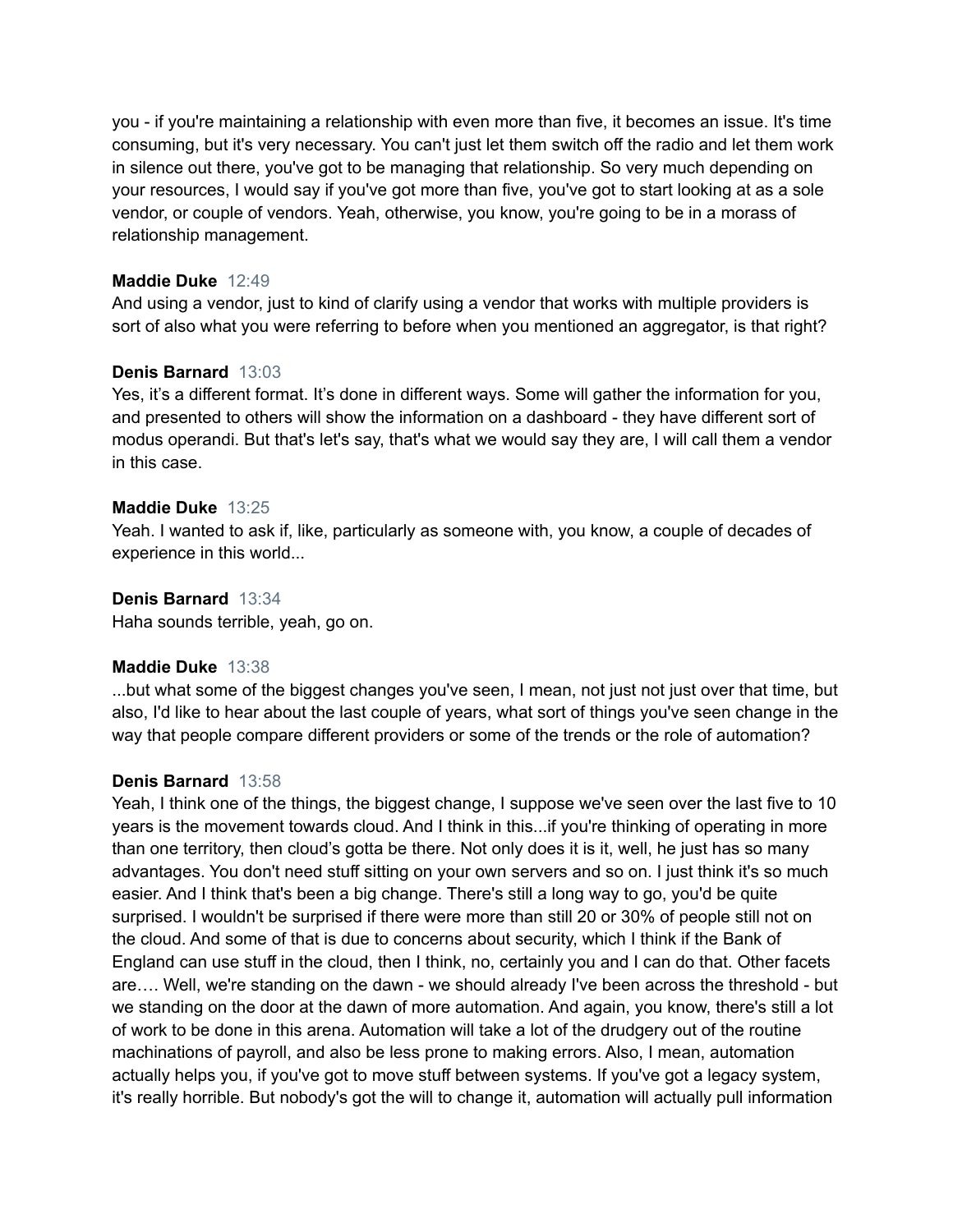you - if you're maintaining a relationship with even more than five, it becomes an issue. It's time consuming, but it's very necessary. You can't just let them switch off the radio and let them work in silence out there, you've got to be managing that relationship. So very much depending on your resources, I would say if you've got more than five, you've got to start looking at as a sole vendor, or couple of vendors. Yeah, otherwise, you know, you're going to be in a morass of relationship management.

**Maddie Duke** 12:49
And using a vendor, just to kind of clarify using a vendor that works with multiple providers is sort of also what you were referring to before when you mentioned an aggregator, is that right?

**Denis Barnard** 13:03
Yes, it's a different format. It's done in different ways. Some will gather the information for you, and presented to others will show the information on a dashboard - they have different sort of modus operandi. But that's let's say, that's what we would say they are, I will call them a vendor in this case.

**Maddie Duke** 13:25
Yeah. I wanted to ask if, like, particularly as someone with, you know, a couple of decades of experience in this world...

**Denis Barnard** 13:34
Haha sounds terrible, yeah, go on.

**Maddie Duke** 13:38
...but what some of the biggest changes you've seen, I mean, not just not just over that time, but also, I'd like to hear about the last couple of years, what sort of things you've seen change in the way that people compare different providers or some of the trends or the role of automation?

**Denis Barnard** 13:58
Yeah, I think one of the things, the biggest change, I suppose we've seen over the last five to 10 years is the movement towards cloud. And I think in this...if you're thinking of operating in more than one territory, then cloud's gotta be there. Not only does it is it, well, he just has so many advantages. You don't need stuff sitting on your own servers and so on. I just think it's so much easier. And I think that's been a big change. There's still a long way to go, you'd be quite surprised. I wouldn't be surprised if there were more than still 20 or 30% of people still not on the cloud. And some of that is due to concerns about security, which I think if the Bank of England can use stuff in the cloud, then I think, no, certainly you and I can do that. Other facets are…. Well, we're standing on the dawn - we should already I've been across the threshold - but we standing on the door at the dawn of more automation. And again, you know, there's still a lot of work to be done in this arena. Automation will take a lot of the drudgery out of the routine machinations of payroll, and also be less prone to making errors. Also, I mean, automation actually helps you, if you've got to move stuff between systems. If you've got a legacy system, it's really horrible. But nobody's got the will to change it, automation will actually pull information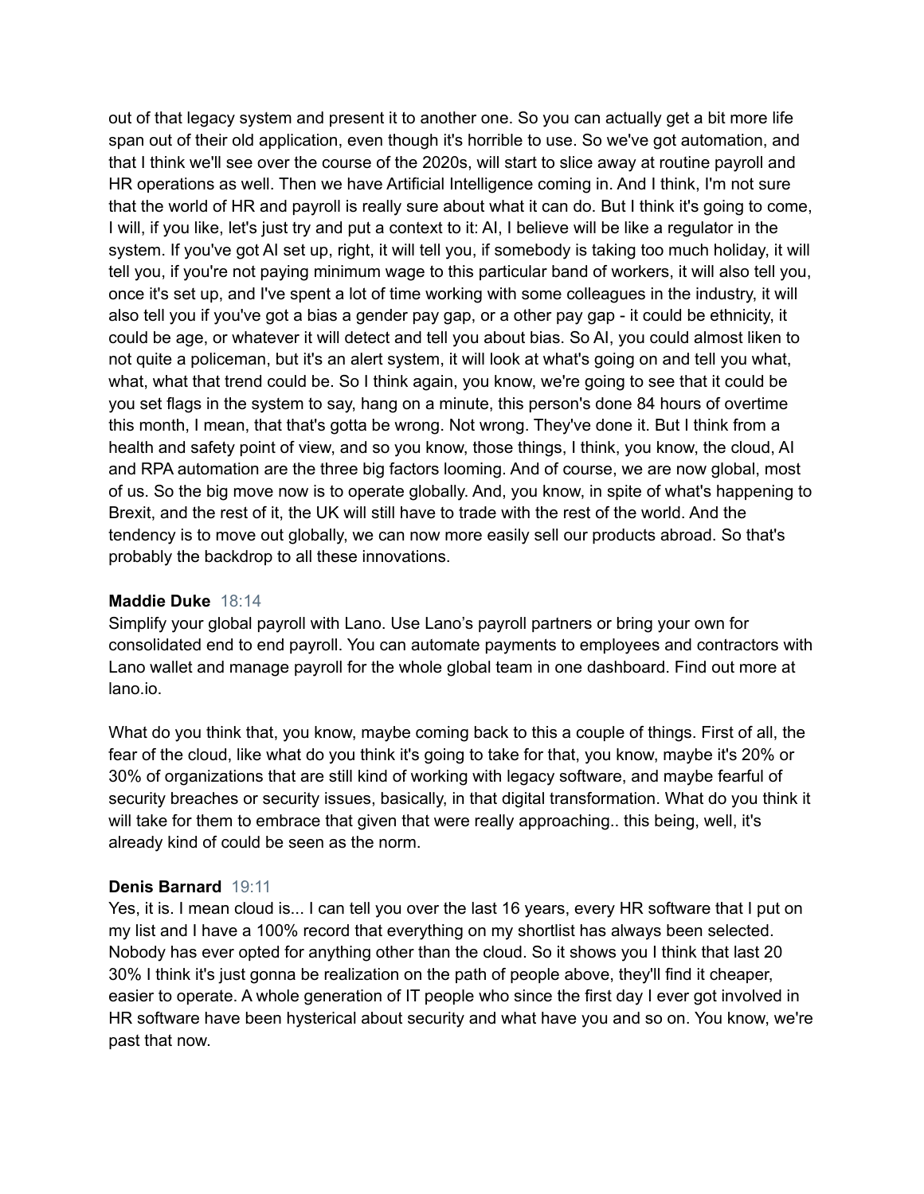out of that legacy system and present it to another one. So you can actually get a bit more life span out of their old application, even though it's horrible to use. So we've got automation, and that I think we'll see over the course of the 2020s, will start to slice away at routine payroll and HR operations as well. Then we have Artificial Intelligence coming in. And I think, I'm not sure that the world of HR and payroll is really sure about what it can do. But I think it's going to come, I will, if you like, let's just try and put a context to it: AI, I believe will be like a regulator in the system. If you've got AI set up, right, it will tell you, if somebody is taking too much holiday, it will tell you, if you're not paying minimum wage to this particular band of workers, it will also tell you, once it's set up, and I've spent a lot of time working with some colleagues in the industry, it will also tell you if you've got a bias a gender pay gap, or a other pay gap - it could be ethnicity, it could be age, or whatever it will detect and tell you about bias. So AI, you could almost liken to not quite a policeman, but it's an alert system, it will look at what's going on and tell you what, what, what that trend could be. So I think again, you know, we're going to see that it could be you set flags in the system to say, hang on a minute, this person's done 84 hours of overtime this month, I mean, that that's gotta be wrong. Not wrong. They've done it. But I think from a health and safety point of view, and so you know, those things, I think, you know, the cloud, AI and RPA automation are the three big factors looming. And of course, we are now global, most of us. So the big move now is to operate globally. And, you know, in spite of what's happening to Brexit, and the rest of it, the UK will still have to trade with the rest of the world. And the tendency is to move out globally, we can now more easily sell our products abroad. So that's probably the backdrop to all these innovations.

**Maddie Duke** 18:14
Simplify your global payroll with Lano. Use Lano's payroll partners or bring your own for consolidated end to end payroll. You can automate payments to employees and contractors with Lano wallet and manage payroll for the whole global team in one dashboard. Find out more at lano.io.

What do you think that, you know, maybe coming back to this a couple of things. First of all, the fear of the cloud, like what do you think it's going to take for that, you know, maybe it's 20% or 30% of organizations that are still kind of working with legacy software, and maybe fearful of security breaches or security issues, basically, in that digital transformation. What do you think it will take for them to embrace that given that were really approaching.. this being, well, it's already kind of could be seen as the norm.

**Denis Barnard** 19:11
Yes, it is. I mean cloud is... I can tell you over the last 16 years, every HR software that I put on my list and I have a 100% record that everything on my shortlist has always been selected. Nobody has ever opted for anything other than the cloud. So it shows you I think that last 20 30% I think it's just gonna be realization on the path of people above, they'll find it cheaper, easier to operate. A whole generation of IT people who since the first day I ever got involved in HR software have been hysterical about security and what have you and so on. You know, we're past that now.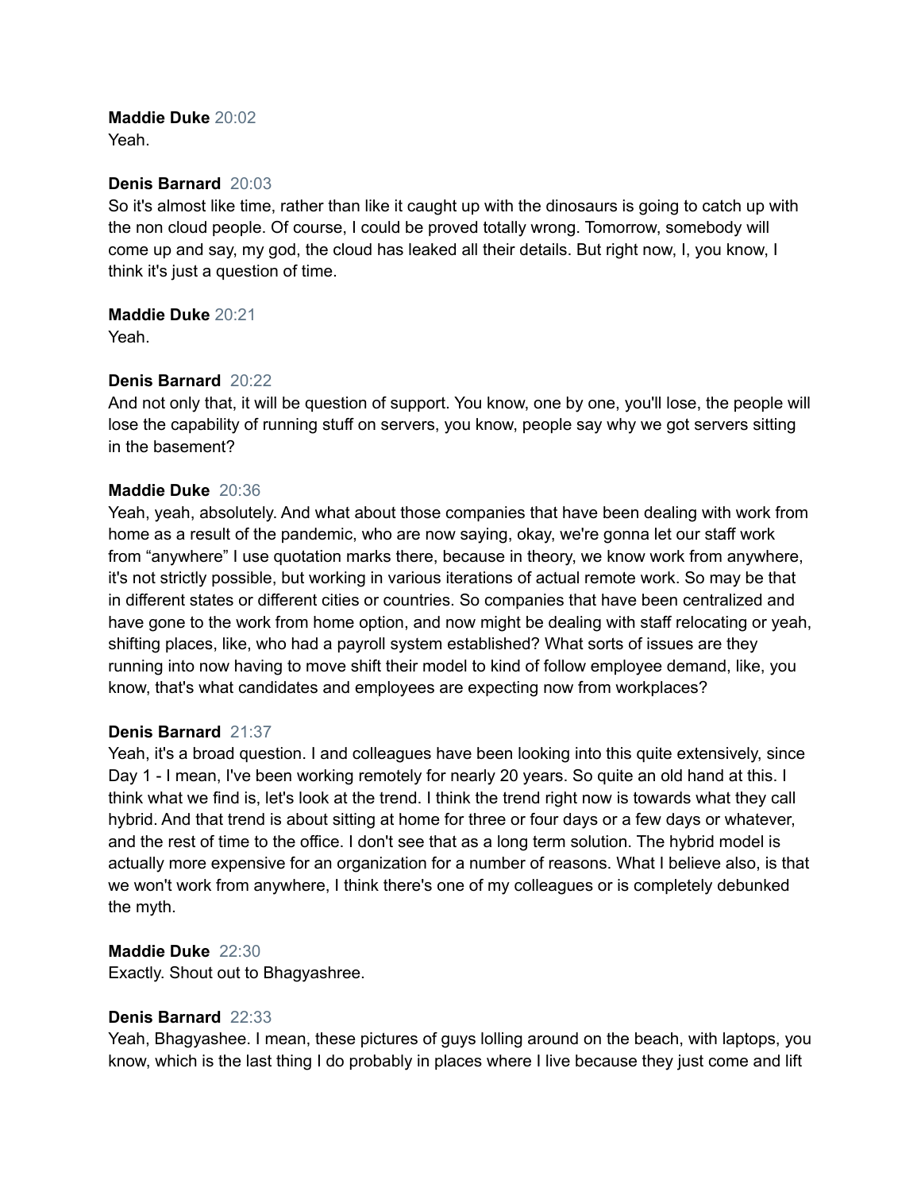**Maddie Duke** 20:02
Yeah.

**Denis Barnard** 20:03
So it's almost like time, rather than like it caught up with the dinosaurs is going to catch up with the non cloud people. Of course, I could be proved totally wrong. Tomorrow, somebody will come up and say, my god, the cloud has leaked all their details. But right now, I, you know, I think it's just a question of time.

**Maddie Duke** 20:21
Yeah.

**Denis Barnard** 20:22
And not only that, it will be question of support. You know, one by one, you'll lose, the people will lose the capability of running stuff on servers, you know, people say why we got servers sitting in the basement?

**Maddie Duke** 20:36
Yeah, yeah, absolutely. And what about those companies that have been dealing with work from home as a result of the pandemic, who are now saying, okay, we're gonna let our staff work from "anywhere" I use quotation marks there, because in theory, we know work from anywhere, it's not strictly possible, but working in various iterations of actual remote work. So may be that in different states or different cities or countries. So companies that have been centralized and have gone to the work from home option, and now might be dealing with staff relocating or yeah, shifting places, like, who had a payroll system established? What sorts of issues are they running into now having to move shift their model to kind of follow employee demand, like, you know, that's what candidates and employees are expecting now from workplaces?

**Denis Barnard** 21:37
Yeah, it's a broad question. I and colleagues have been looking into this quite extensively, since Day 1 - I mean, I've been working remotely for nearly 20 years. So quite an old hand at this. I think what we find is, let's look at the trend. I think the trend right now is towards what they call hybrid. And that trend is about sitting at home for three or four days or a few days or whatever, and the rest of time to the office. I don't see that as a long term solution. The hybrid model is actually more expensive for an organization for a number of reasons. What I believe also, is that we won't work from anywhere, I think there's one of my colleagues or is completely debunked the myth.

**Maddie Duke** 22:30
Exactly. Shout out to Bhagyashree.

**Denis Barnard** 22:33
Yeah, Bhagyashee. I mean, these pictures of guys lolling around on the beach, with laptops, you know, which is the last thing I do probably in places where I live because they just come and lift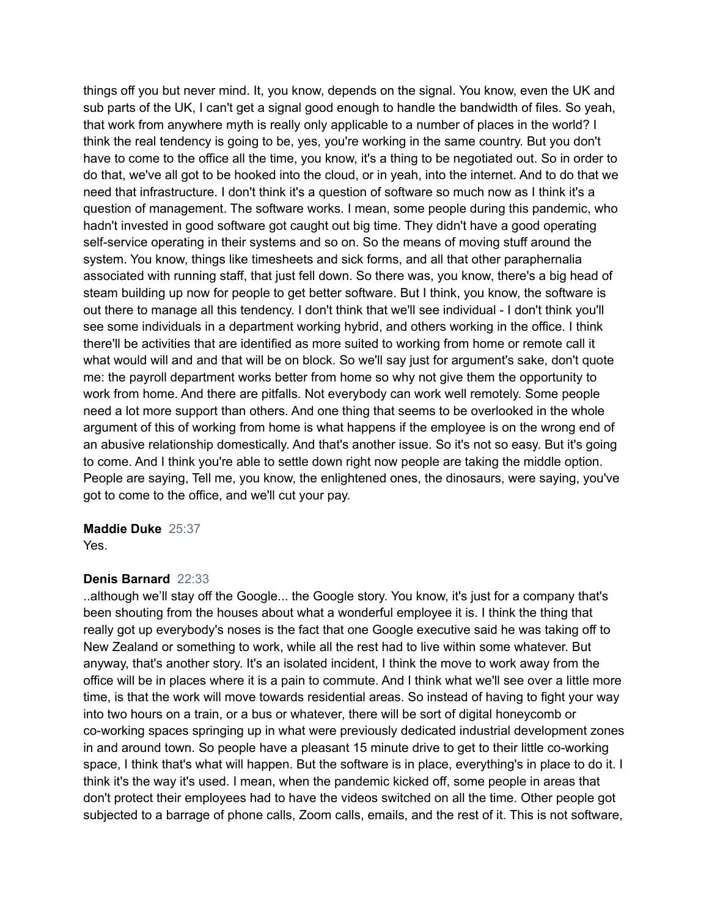things off you but never mind. It, you know, depends on the signal. You know, even the UK and sub parts of the UK, I can't get a signal good enough to handle the bandwidth of files. So yeah, that work from anywhere myth is really only applicable to a number of places in the world? I think the real tendency is going to be, yes, you're working in the same country. But you don't have to come to the office all the time, you know, it's a thing to be negotiated out. So in order to do that, we've all got to be hooked into the cloud, or in yeah, into the internet. And to do that we need that infrastructure. I don't think it's a question of software so much now as I think it's a question of management. The software works. I mean, some people during this pandemic, who hadn't invested in good software got caught out big time. They didn't have a good operating self-service operating in their systems and so on. So the means of moving stuff around the system. You know, things like timesheets and sick forms, and all that other paraphernalia associated with running staff, that just fell down. So there was, you know, there's a big head of steam building up now for people to get better software. But I think, you know, the software is out there to manage all this tendency. I don't think that we'll see individual - I don't think you'll see some individuals in a department working hybrid, and others working in the office. I think there'll be activities that are identified as more suited to working from home or remote call it what would will and and that will be on block. So we'll say just for argument's sake, don't quote me: the payroll department works better from home so why not give them the opportunity to work from home. And there are pitfalls. Not everybody can work well remotely. Some people need a lot more support than others. And one thing that seems to be overlooked in the whole argument of this of working from home is what happens if the employee is on the wrong end of an abusive relationship domestically. And that's another issue. So it's not so easy. But it's going to come. And I think you're able to settle down right now people are taking the middle option. People are saying, Tell me, you know, the enlightened ones, the dinosaurs, were saying, you've got to come to the office, and we'll cut your pay.

**Maddie Duke** 25:37
Yes.

**Denis Barnard** 22:33
..although we'll stay off the Google... the Google story. You know, it's just for a company that's been shouting from the houses about what a wonderful employee it is. I think the thing that really got up everybody's noses is the fact that one Google executive said he was taking off to New Zealand or something to work, while all the rest had to live within some whatever. But anyway, that's another story. It's an isolated incident, I think the move to work away from the office will be in places where it is a pain to commute. And I think what we'll see over a little more time, is that the work will move towards residential areas. So instead of having to fight your way into two hours on a train, or a bus or whatever, there will be sort of digital honeycomb or co-working spaces springing up in what were previously dedicated industrial development zones in and around town. So people have a pleasant 15 minute drive to get to their little co-working space, I think that's what will happen. But the software is in place, everything's in place to do it. I think it's the way it's used. I mean, when the pandemic kicked off, some people in areas that don't protect their employees had to have the videos switched on all the time. Other people got subjected to a barrage of phone calls, Zoom calls, emails, and the rest of it. This is not software,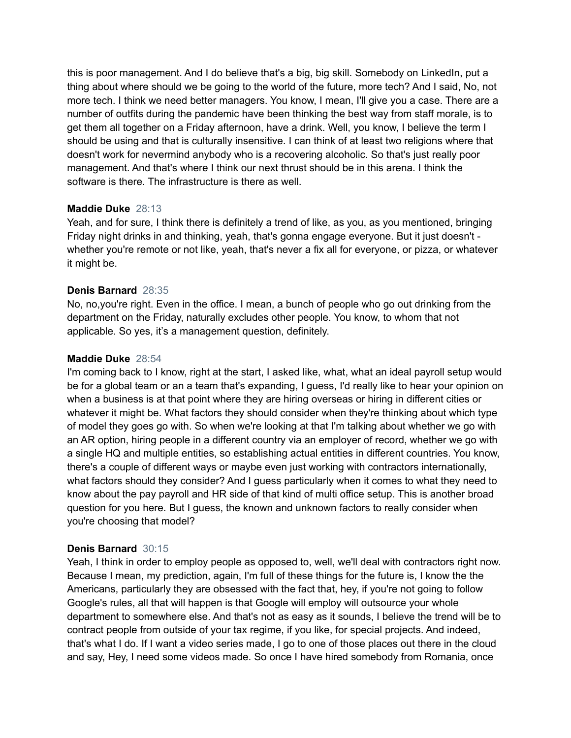this is poor management. And I do believe that's a big, big skill. Somebody on LinkedIn, put a thing about where should we be going to the world of the future, more tech? And I said, No, not more tech. I think we need better managers. You know, I mean, I'll give you a case. There are a number of outfits during the pandemic have been thinking the best way from staff morale, is to get them all together on a Friday afternoon, have a drink. Well, you know, I believe the term I should be using and that is culturally insensitive. I can think of at least two religions where that doesn't work for nevermind anybody who is a recovering alcoholic. So that's just really poor management. And that's where I think our next thrust should be in this arena. I think the software is there. The infrastructure is there as well.

**Maddie Duke** 28:13
Yeah, and for sure, I think there is definitely a trend of like, as you, as you mentioned, bringing Friday night drinks in and thinking, yeah, that's gonna engage everyone. But it just doesn't - whether you're remote or not like, yeah, that's never a fix all for everyone, or pizza, or whatever it might be.

**Denis Barnard** 28:35
No, no,you're right. Even in the office. I mean, a bunch of people who go out drinking from the department on the Friday, naturally excludes other people. You know, to whom that not applicable. So yes, it's a management question, definitely.

**Maddie Duke** 28:54
I'm coming back to I know, right at the start, I asked like, what, what an ideal payroll setup would be for a global team or an a team that's expanding, I guess, I'd really like to hear your opinion on when a business is at that point where they are hiring overseas or hiring in different cities or whatever it might be. What factors they should consider when they're thinking about which type of model they goes go with. So when we're looking at that I'm talking about whether we go with an AR option, hiring people in a different country via an employer of record, whether we go with a single HQ and multiple entities, so establishing actual entities in different countries. You know, there's a couple of different ways or maybe even just working with contractors internationally, what factors should they consider? And I guess particularly when it comes to what they need to know about the pay payroll and HR side of that kind of multi office setup. This is another broad question for you here. But I guess, the known and unknown factors to really consider when you're choosing that model?

**Denis Barnard** 30:15
Yeah, I think in order to employ people as opposed to, well, we'll deal with contractors right now. Because I mean, my prediction, again, I'm full of these things for the future is, I know the the Americans, particularly they are obsessed with the fact that, hey, if you're not going to follow Google's rules, all that will happen is that Google will employ will outsource your whole department to somewhere else. And that's not as easy as it sounds, I believe the trend will be to contract people from outside of your tax regime, if you like, for special projects. And indeed, that's what I do. If I want a video series made, I go to one of those places out there in the cloud and say, Hey, I need some videos made. So once I have hired somebody from Romania, once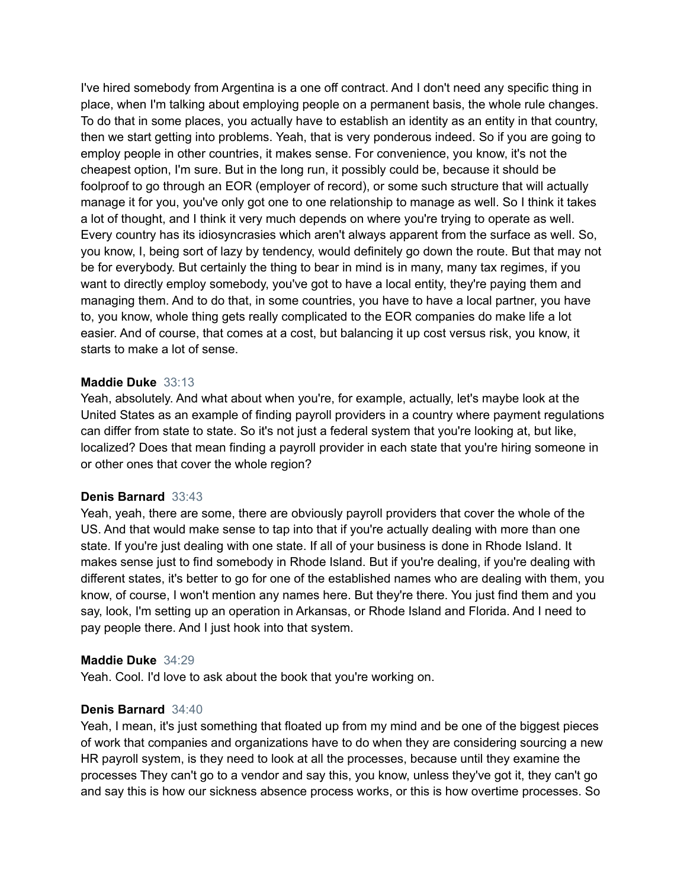I've hired somebody from Argentina is a one off contract. And I don't need any specific thing in place, when I'm talking about employing people on a permanent basis, the whole rule changes. To do that in some places, you actually have to establish an identity as an entity in that country, then we start getting into problems. Yeah, that is very ponderous indeed. So if you are going to employ people in other countries, it makes sense. For convenience, you know, it's not the cheapest option, I'm sure. But in the long run, it possibly could be, because it should be foolproof to go through an EOR (employer of record), or some such structure that will actually manage it for you, you've only got one to one relationship to manage as well. So I think it takes a lot of thought, and I think it very much depends on where you're trying to operate as well. Every country has its idiosyncrasies which aren't always apparent from the surface as well. So, you know, I, being sort of lazy by tendency, would definitely go down the route. But that may not be for everybody. But certainly the thing to bear in mind is in many, many tax regimes, if you want to directly employ somebody, you've got to have a local entity, they're paying them and managing them. And to do that, in some countries, you have to have a local partner, you have to, you know, whole thing gets really complicated to the EOR companies do make life a lot easier. And of course, that comes at a cost, but balancing it up cost versus risk, you know, it starts to make a lot of sense.

**Maddie Duke** 33:13
Yeah, absolutely. And what about when you're, for example, actually, let's maybe look at the United States as an example of finding payroll providers in a country where payment regulations can differ from state to state. So it's not just a federal system that you're looking at, but like, localized? Does that mean finding a payroll provider in each state that you're hiring someone in or other ones that cover the whole region?

**Denis Barnard** 33:43
Yeah, yeah, there are some, there are obviously payroll providers that cover the whole of the US. And that would make sense to tap into that if you're actually dealing with more than one state. If you're just dealing with one state. If all of your business is done in Rhode Island. It makes sense just to find somebody in Rhode Island. But if you're dealing, if you're dealing with different states, it's better to go for one of the established names who are dealing with them, you know, of course, I won't mention any names here. But they're there. You just find them and you say, look, I'm setting up an operation in Arkansas, or Rhode Island and Florida. And I need to pay people there. And I just hook into that system.

**Maddie Duke** 34:29
Yeah. Cool. I'd love to ask about the book that you're working on.

**Denis Barnard** 34:40
Yeah, I mean, it's just something that floated up from my mind and be one of the biggest pieces of work that companies and organizations have to do when they are considering sourcing a new HR payroll system, is they need to look at all the processes, because until they examine the processes They can't go to a vendor and say this, you know, unless they've got it, they can't go and say this is how our sickness absence process works, or this is how overtime processes. So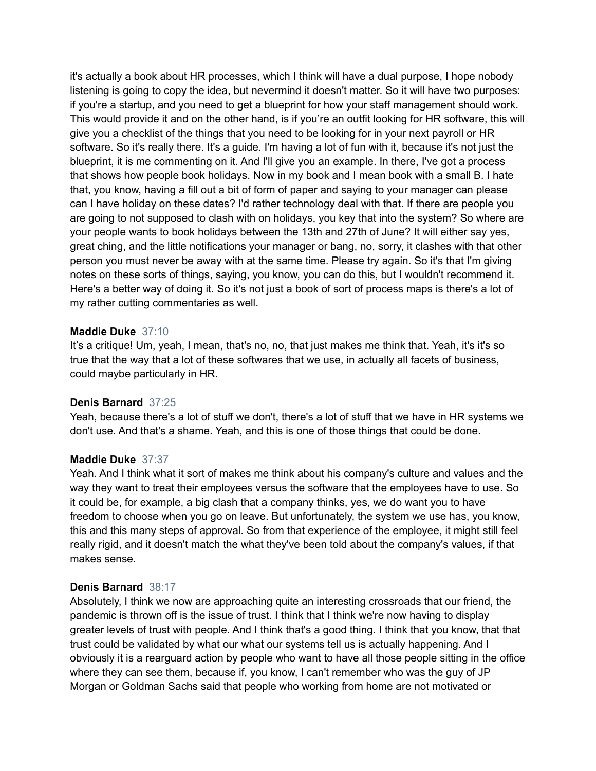it's actually a book about HR processes, which I think will have a dual purpose, I hope nobody listening is going to copy the idea, but nevermind it doesn't matter. So it will have two purposes: if you're a startup, and you need to get a blueprint for how your staff management should work. This would provide it and on the other hand, is if you're an outfit looking for HR software, this will give you a checklist of the things that you need to be looking for in your next payroll or HR software. So it's really there. It's a guide. I'm having a lot of fun with it, because it's not just the blueprint, it is me commenting on it. And I'll give you an example. In there, I've got a process that shows how people book holidays. Now in my book and I mean book with a small B. I hate that, you know, having a fill out a bit of form of paper and saying to your manager can please can I have holiday on these dates? I'd rather technology deal with that. If there are people you are going to not supposed to clash with on holidays, you key that into the system? So where are your people wants to book holidays between the 13th and 27th of June? It will either say yes, great ching, and the little notifications your manager or bang, no, sorry, it clashes with that other person you must never be away with at the same time. Please try again. So it's that I'm giving notes on these sorts of things, saying, you know, you can do this, but I wouldn't recommend it. Here's a better way of doing it. So it's not just a book of sort of process maps is there's a lot of my rather cutting commentaries as well.

**Maddie Duke** 37:10

It's a critique! Um, yeah, I mean, that's no, no, that just makes me think that. Yeah, it's it's so true that the way that a lot of these softwares that we use, in actually all facets of business, could maybe particularly in HR.

**Denis Barnard** 37:25

Yeah, because there's a lot of stuff we don't, there's a lot of stuff that we have in HR systems we don't use. And that's a shame. Yeah, and this is one of those things that could be done.

**Maddie Duke** 37:37

Yeah. And I think what it sort of makes me think about his company's culture and values and the way they want to treat their employees versus the software that the employees have to use. So it could be, for example, a big clash that a company thinks, yes, we do want you to have freedom to choose when you go on leave. But unfortunately, the system we use has, you know, this and this many steps of approval. So from that experience of the employee, it might still feel really rigid, and it doesn't match the what they've been told about the company's values, if that makes sense.

**Denis Barnard** 38:17

Absolutely, I think we now are approaching quite an interesting crossroads that our friend, the pandemic is thrown off is the issue of trust. I think that I think we're now having to display greater levels of trust with people. And I think that's a good thing. I think that you know, that that trust could be validated by what our what our systems tell us is actually happening. And I obviously it is a rearguard action by people who want to have all those people sitting in the office where they can see them, because if, you know, I can't remember who was the guy of JP Morgan or Goldman Sachs said that people who working from home are not motivated or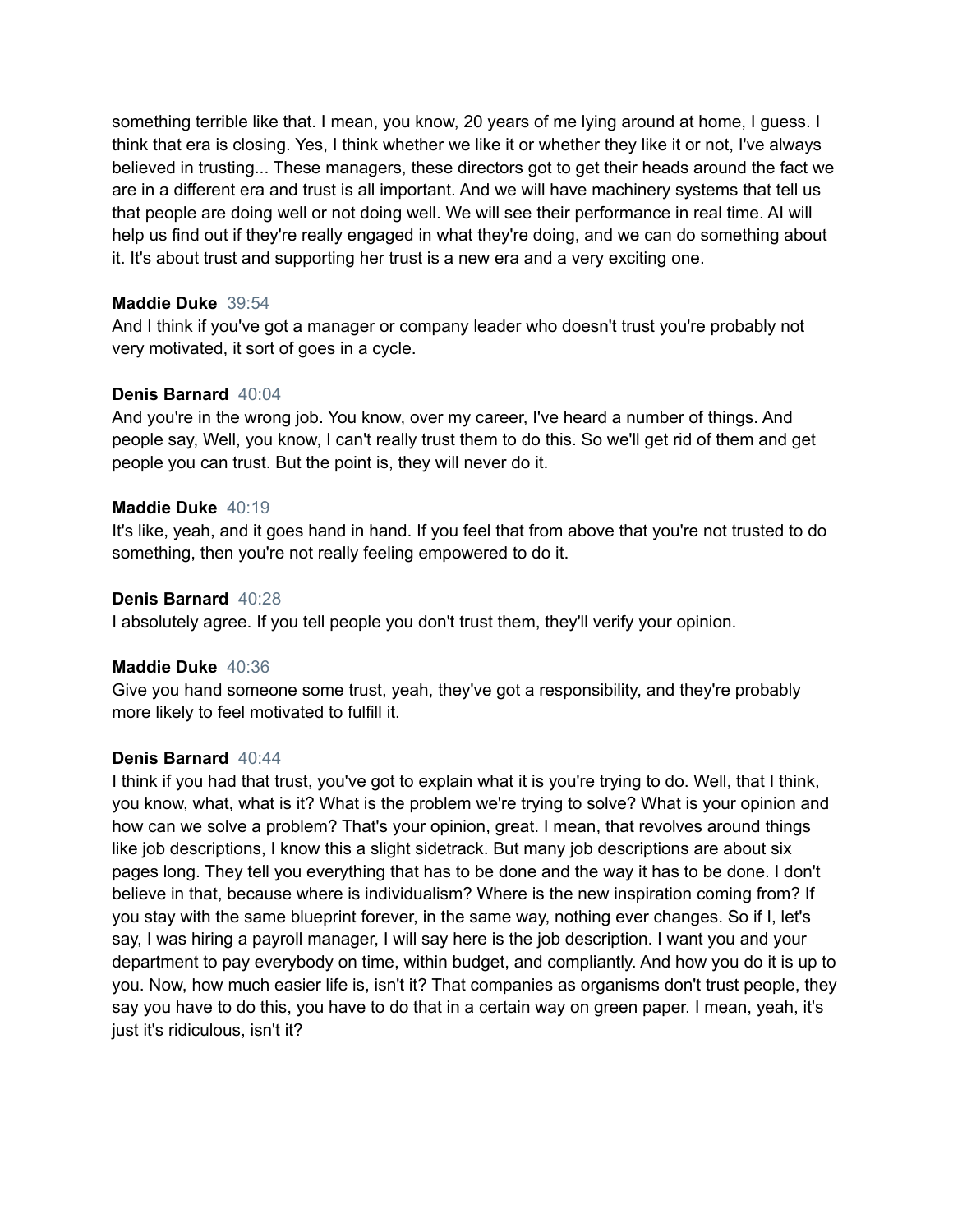something terrible like that. I mean, you know, 20 years of me lying around at home, I guess. I think that era is closing. Yes, I think whether we like it or whether they like it or not, I've always believed in trusting... These managers, these directors got to get their heads around the fact we are in a different era and trust is all important. And we will have machinery systems that tell us that people are doing well or not doing well. We will see their performance in real time. AI will help us find out if they're really engaged in what they're doing, and we can do something about it. It's about trust and supporting her trust is a new era and a very exciting one.

**Maddie Duke** 39:54
And I think if you've got a manager or company leader who doesn't trust you're probably not very motivated, it sort of goes in a cycle.

**Denis Barnard** 40:04
And you're in the wrong job. You know, over my career, I've heard a number of things. And people say, Well, you know, I can't really trust them to do this. So we'll get rid of them and get people you can trust. But the point is, they will never do it.

**Maddie Duke** 40:19
It's like, yeah, and it goes hand in hand. If you feel that from above that you're not trusted to do something, then you're not really feeling empowered to do it.

**Denis Barnard** 40:28
I absolutely agree. If you tell people you don't trust them, they'll verify your opinion.

**Maddie Duke** 40:36
Give you hand someone some trust, yeah, they've got a responsibility, and they're probably more likely to feel motivated to fulfill it.

**Denis Barnard** 40:44
I think if you had that trust, you've got to explain what it is you're trying to do. Well, that I think, you know, what, what is it? What is the problem we're trying to solve? What is your opinion and how can we solve a problem? That's your opinion, great. I mean, that revolves around things like job descriptions, I know this a slight sidetrack. But many job descriptions are about six pages long. They tell you everything that has to be done and the way it has to be done. I don't believe in that, because where is individualism? Where is the new inspiration coming from? If you stay with the same blueprint forever, in the same way, nothing ever changes. So if I, let's say, I was hiring a payroll manager, I will say here is the job description. I want you and your department to pay everybody on time, within budget, and compliantly. And how you do it is up to you. Now, how much easier life is, isn't it? That companies as organisms don't trust people, they say you have to do this, you have to do that in a certain way on green paper. I mean, yeah, it's just it's ridiculous, isn't it?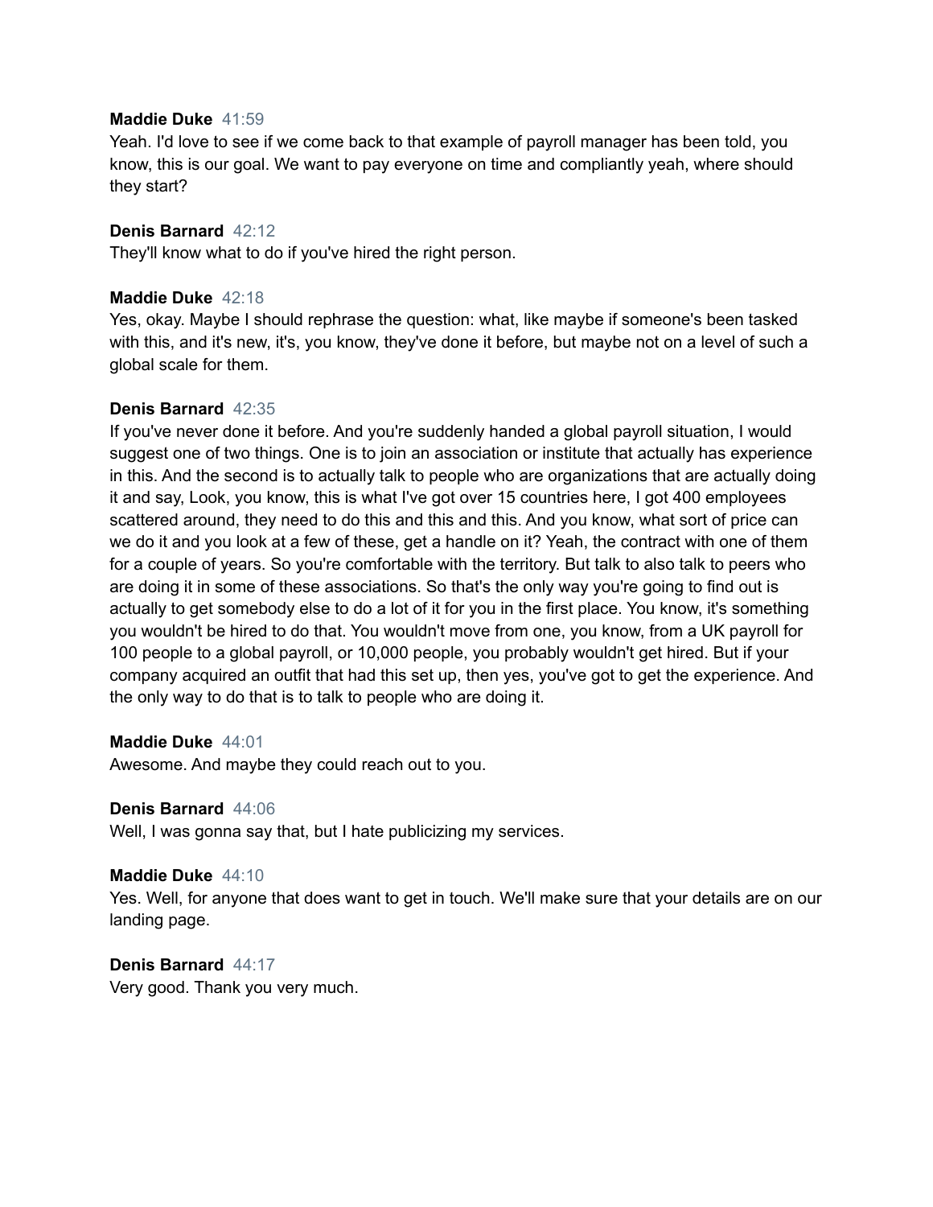**Maddie Duke** 41:59
Yeah. I'd love to see if we come back to that example of payroll manager has been told, you know, this is our goal. We want to pay everyone on time and compliantly yeah, where should they start?

**Denis Barnard** 42:12
They'll know what to do if you've hired the right person.

**Maddie Duke** 42:18
Yes, okay. Maybe I should rephrase the question: what, like maybe if someone's been tasked with this, and it's new, it's, you know, they've done it before, but maybe not on a level of such a global scale for them.

**Denis Barnard** 42:35
If you've never done it before. And you're suddenly handed a global payroll situation, I would suggest one of two things. One is to join an association or institute that actually has experience in this. And the second is to actually talk to people who are organizations that are actually doing it and say, Look, you know, this is what I've got over 15 countries here, I got 400 employees scattered around, they need to do this and this and this. And you know, what sort of price can we do it and you look at a few of these, get a handle on it? Yeah, the contract with one of them for a couple of years. So you're comfortable with the territory. But talk to also talk to peers who are doing it in some of these associations. So that's the only way you're going to find out is actually to get somebody else to do a lot of it for you in the first place. You know, it's something you wouldn't be hired to do that. You wouldn't move from one, you know, from a UK payroll for 100 people to a global payroll, or 10,000 people, you probably wouldn't get hired. But if your company acquired an outfit that had this set up, then yes, you've got to get the experience. And the only way to do that is to talk to people who are doing it.

**Maddie Duke** 44:01
Awesome. And maybe they could reach out to you.

**Denis Barnard** 44:06
Well, I was gonna say that, but I hate publicizing my services.

**Maddie Duke** 44:10
Yes. Well, for anyone that does want to get in touch. We'll make sure that your details are on our landing page.

**Denis Barnard** 44:17
Very good. Thank you very much.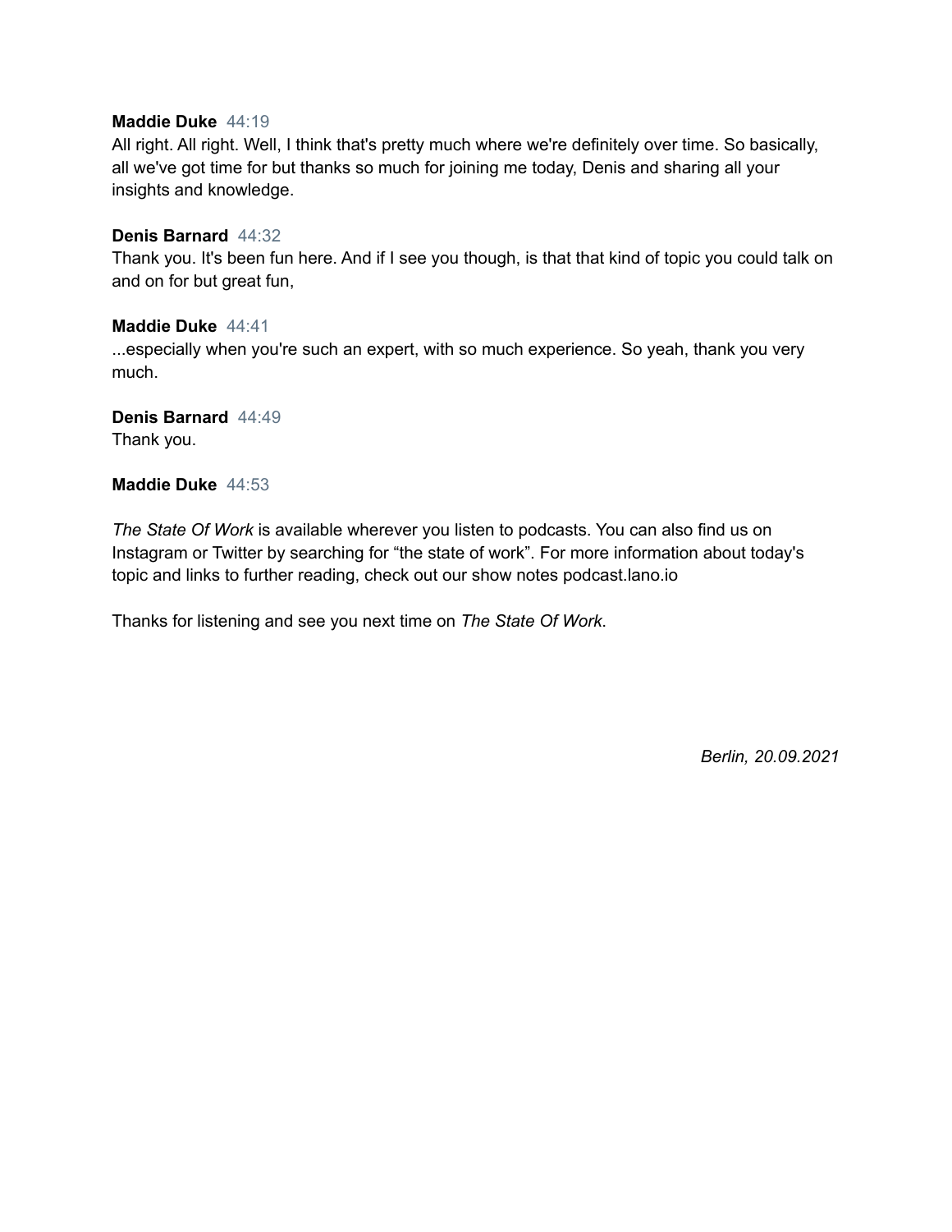**Maddie Duke** 44:19
All right. All right. Well, I think that's pretty much where we're definitely over time. So basically, all we've got time for but thanks so much for joining me today, Denis and sharing all your insights and knowledge.

**Denis Barnard** 44:32
Thank you. It's been fun here. And if I see you though, is that that kind of topic you could talk on and on for but great fun,

**Maddie Duke** 44:41
...especially when you're such an expert, with so much experience. So yeah, thank you very much.

**Denis Barnard** 44:49
Thank you.

**Maddie Duke** 44:53

*The State Of Work* is available wherever you listen to podcasts. You can also find us on Instagram or Twitter by searching for "the state of work". For more information about today's topic and links to further reading, check out our show notes podcast.lano.io

Thanks for listening and see you next time on *The State Of Work*.

*Berlin, 20.09.2021*